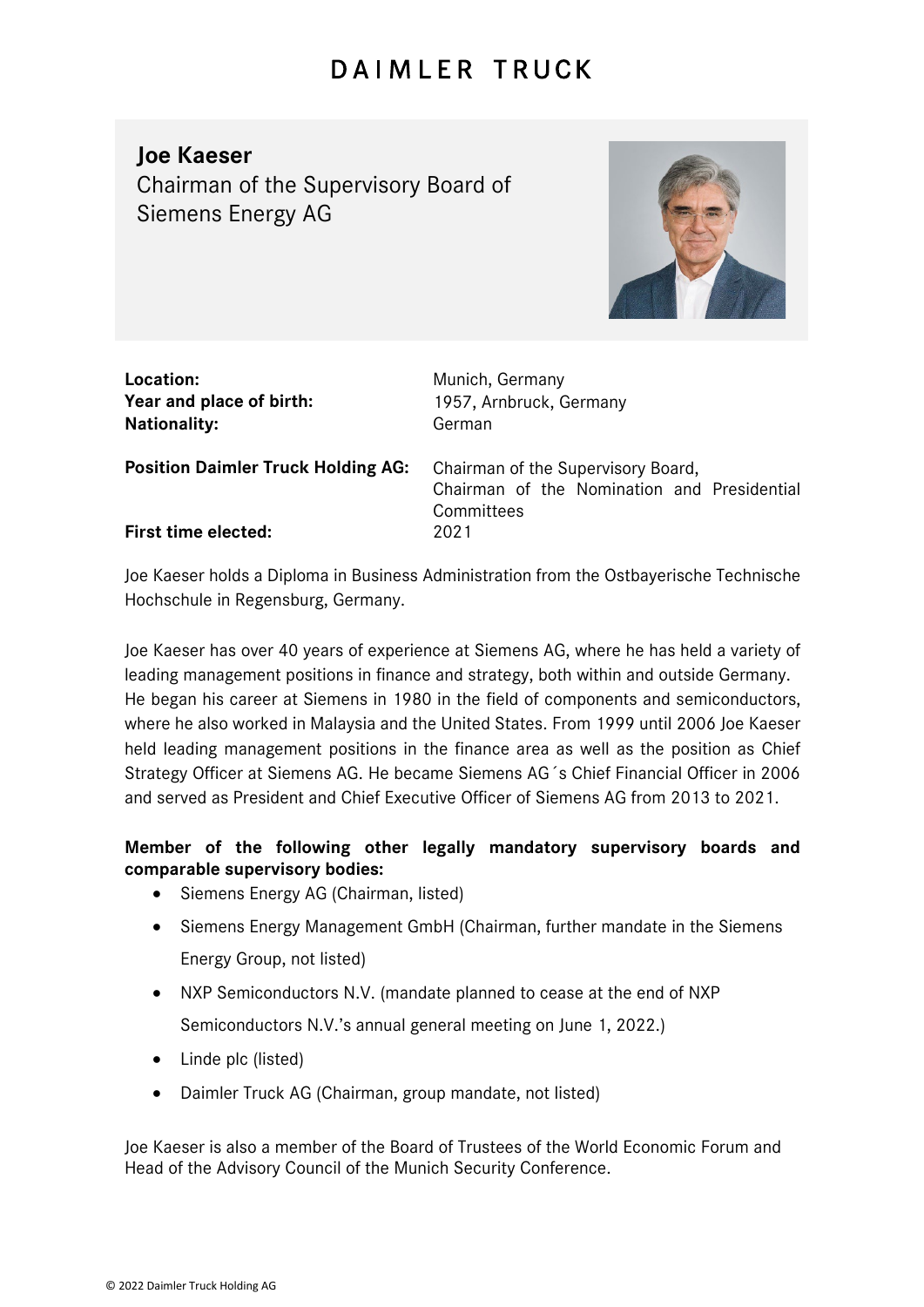DAIMLER TRUCK

# Joe Kaeser

## Chairman of the Supervisory Board of Siemens Energy AG

| | |
|---|---|
| **Location:** | Munich, Germany |
| **Year and place of birth:** | 1957, Arnbruck, Germany |
| **Nationality:** | German |
| **Position Daimler Truck Holding AG:** | Chairman of the Supervisory Board, Chairman of the Nomination and Presidential Committees |
| **First time elected:** | 2021 |

Joe Kaeser holds a Diploma in Business Administration from the Ostbayerische Technische Hochschule in Regensburg, Germany.

Joe Kaeser has over 40 years of experience at Siemens AG, where he has held a variety of leading management positions in finance and strategy, both within and outside Germany. He began his career at Siemens in 1980 in the field of components and semiconductors, where he also worked in Malaysia and the United States. From 1999 until 2006 Joe Kaeser held leading management positions in the finance area as well as the position as Chief Strategy Officer at Siemens AG. He became Siemens AG´s Chief Financial Officer in 2006 and served as President and Chief Executive Officer of Siemens AG from 2013 to 2021.

**Member of the following other legally mandatory supervisory boards and comparable supervisory bodies:**

- Siemens Energy AG (Chairman, listed)
- Siemens Energy Management GmbH (Chairman, further mandate in the Siemens Energy Group, not listed)
- NXP Semiconductors N.V. (mandate planned to cease at the end of NXP Semiconductors N.V.'s annual general meeting on June 1, 2022.)
- Linde plc (listed)
- Daimler Truck AG (Chairman, group mandate, not listed)

Joe Kaeser is also a member of the Board of Trustees of the World Economic Forum and Head of the Advisory Council of the Munich Security Conference.

© 2022 Daimler Truck Holding AG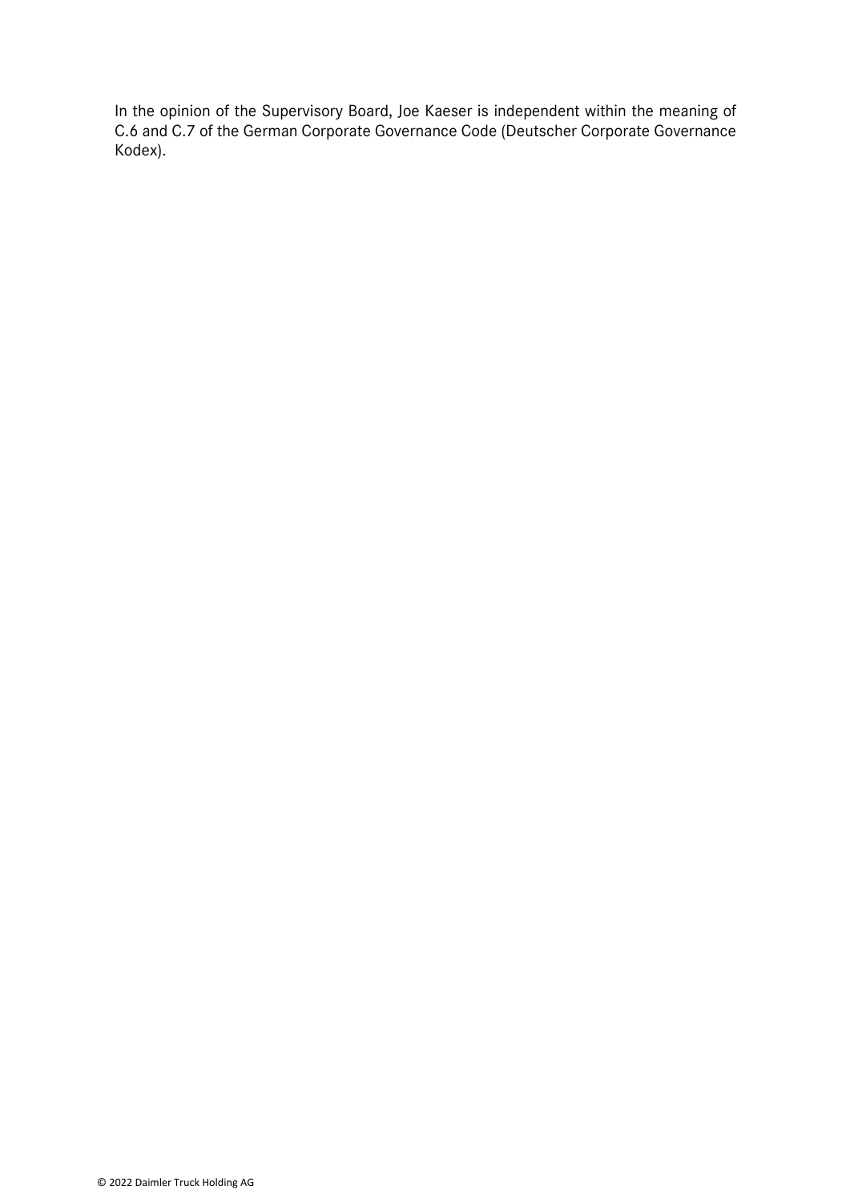In the opinion of the Supervisory Board, Joe Kaeser is independent within the meaning of C.6 and C.7 of the German Corporate Governance Code (Deutscher Corporate Governance Kodex).